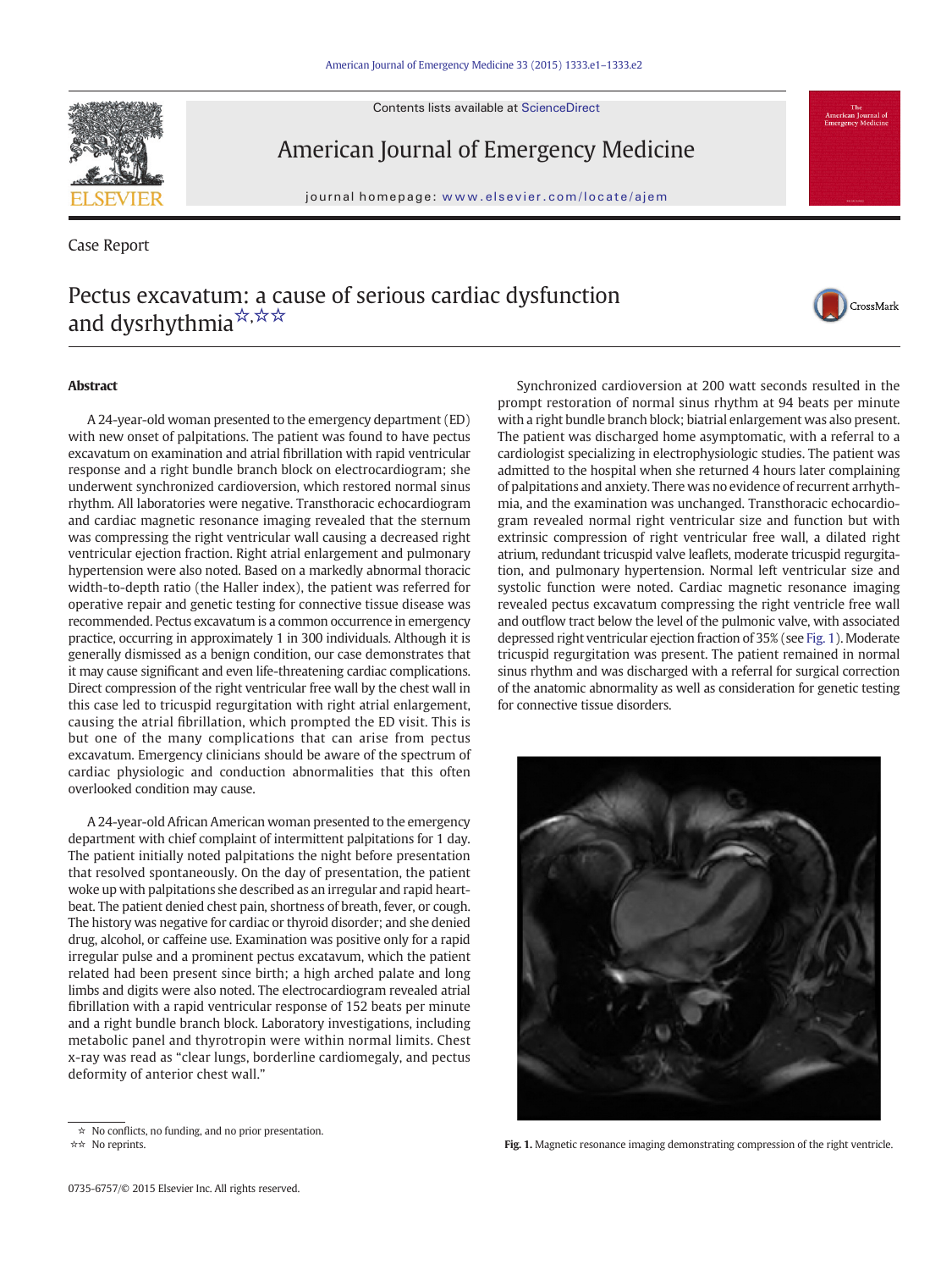Case Report

# Pectus excavatum: a cause of serious cardiac dysfunction and dysrhythmia[☆,☆☆]

## Abstract

A 24-year-old woman presented to the emergency department (ED) with new onset of palpitations. The patient was found to have pectus excavatum on examination and atrial fibrillation with rapid ventricular response and a right bundle branch block on electrocardiogram; she underwent synchronized cardioversion, which restored normal sinus rhythm. All laboratories were negative. Transthoracic echocardiogram and cardiac magnetic resonance imaging revealed that the sternum was compressing the right ventricular wall causing a decreased right ventricular ejection fraction. Right atrial enlargement and pulmonary hypertension were also noted. Based on a markedly abnormal thoracic width-to-depth ratio (the Haller index), the patient was referred for operative repair and genetic testing for connective tissue disease was recommended. Pectus excavatum is a common occurrence in emergency practice, occurring in approximately 1 in 300 individuals. Although it is generally dismissed as a benign condition, our case demonstrates that it may cause significant and even life-threatening cardiac complications. Direct compression of the right ventricular free wall by the chest wall in this case led to tricuspid regurgitation with right atrial enlargement, causing the atrial fibrillation, which prompted the ED visit. This is but one of the many complications that can arise from pectus excavatum. Emergency clinicians should be aware of the spectrum of cardiac physiologic and conduction abnormalities that this often overlooked condition may cause.

A 24-year-old African American woman presented to the emergency department with chief complaint of intermittent palpitations for 1 day. The patient initially noted palpitations the night before presentation that resolved spontaneously. On the day of presentation, the patient woke up with palpitations she described as an irregular and rapid heartbeat. The patient denied chest pain, shortness of breath, fever, or cough. The history was negative for cardiac or thyroid disorder; and she denied drug, alcohol, or caffeine use. Examination was positive only for a rapid irregular pulse and a prominent pectus excavatum, which the patient related had been present since birth; a high arched palate and long limbs and digits were also noted. The electrocardiogram revealed atrial fibrillation with a rapid ventricular response of 152 beats per minute and a right bundle branch block. Laboratory investigations, including metabolic panel and thyrotropin were within normal limits. Chest x-ray was read as "clear lungs, borderline cardiomegaly, and pectus deformity of anterior chest wall."

Synchronized cardioversion at 200 watt seconds resulted in the prompt restoration of normal sinus rhythm at 94 beats per minute with a right bundle branch block; biatrial enlargement was also present. The patient was discharged home asymptomatic, with a referral to a cardiologist specializing in electrophysiologic studies. The patient was admitted to the hospital when she returned 4 hours later complaining of palpitations and anxiety. There was no evidence of recurrent arrhythmia, and the examination was unchanged. Transthoracic echocardiogram revealed normal right ventricular size and function but with extrinsic compression of right ventricular free wall, a dilated right atrium, redundant tricuspid valve leaflets, moderate tricuspid regurgitation, and pulmonary hypertension. Normal left ventricular size and systolic function were noted. Cardiac magnetic resonance imaging revealed pectus excavatum compressing the right ventricle free wall and outflow tract below the level of the pulmonic valve, with associated depressed right ventricular ejection fraction of 35% (see Fig. 1). Moderate tricuspid regurgitation was present. The patient remained in normal sinus rhythm and was discharged with a referral for surgical correction of the anatomic abnormality as well as consideration for genetic testing for connective tissue disorders.

**Fig. 1.** Magnetic resonance imaging demonstrating compression of the right ventricle.

☆ No conflicts, no funding, and no prior presentation.

☆☆ No reprints.

0735-6757/© 2015 Elsevier Inc. All rights reserved.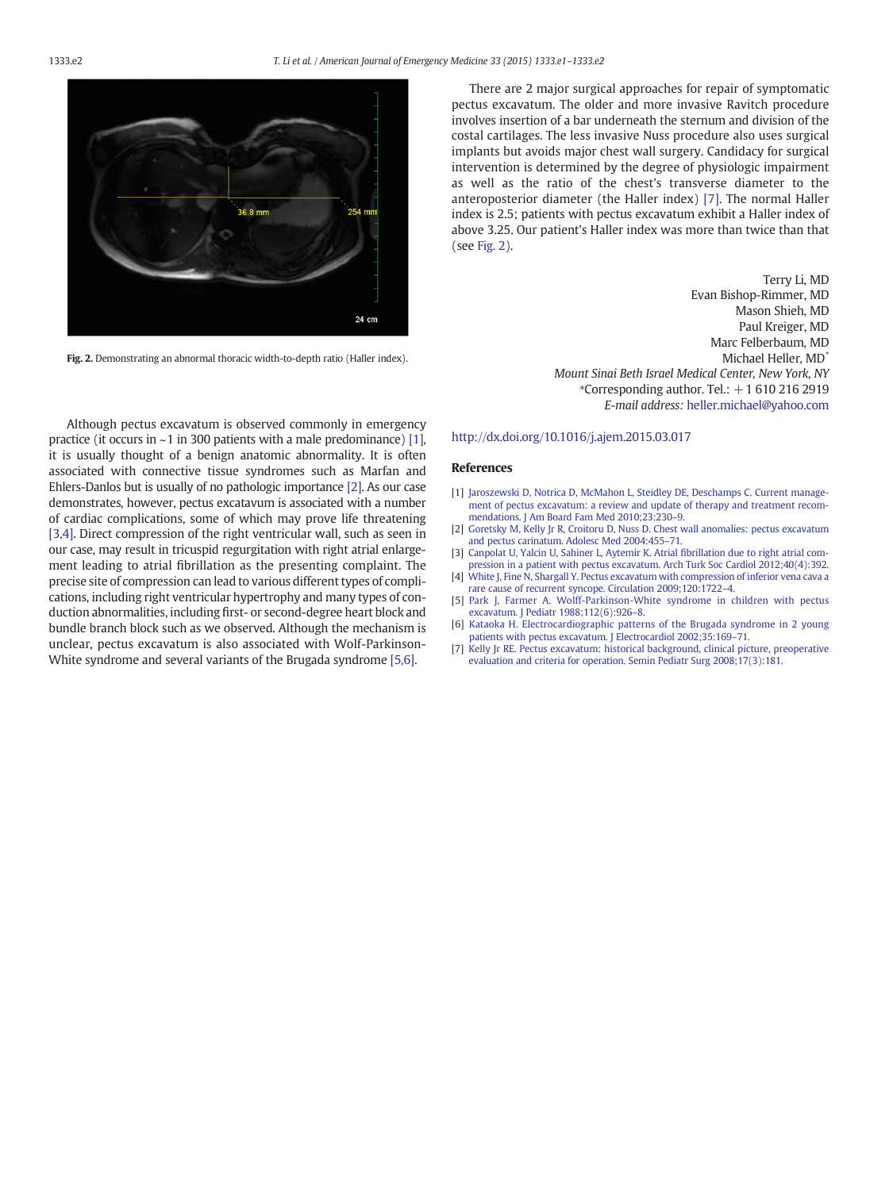36.8 mm

254 mm

24 cm

**Fig. 2.** Demonstrating an abnormal thoracic width-to-depth ratio (Haller index).

Although pectus excavatum is observed commonly in emergency practice (it occurs in ~1 in 300 patients with a male predominance) [1], it is usually thought of a benign anatomic abnormality. It is often associated with connective tissue syndromes such as Marfan and Ehlers-Danlos but is usually of no pathologic importance [2]. As our case demonstrates, however, pectus excatavum is associated with a number of cardiac complications, some of which may prove life threatening [3,4]. Direct compression of the right ventricular wall, such as seen in our case, may result in tricuspid regurgitation with right atrial enlargement leading to atrial fibrillation as the presenting complaint. The precise site of compression can lead to various different types of complications, including right ventricular hypertrophy and many types of conduction abnormalities, including first- or second-degree heart block and bundle branch block such as we observed. Although the mechanism is unclear, pectus excavatum is also associated with Wolf-Parkinson-White syndrome and several variants of the Brugada syndrome [5,6].

There are 2 major surgical approaches for repair of symptomatic pectus excavatum. The older and more invasive Ravitch procedure involves insertion of a bar underneath the sternum and division of the costal cartilages. The less invasive Nuss procedure also uses surgical implants but avoids major chest wall surgery. Candidacy for surgical intervention is determined by the degree of physiologic impairment as well as the ratio of the chest's transverse diameter to the anteroposterior diameter (the Haller index) [7]. The normal Haller index is 2.5; patients with pectus excavatum exhibit a Haller index of above 3.25. Our patient's Haller index was more than twice than that (see Fig. 2).

Terry Li, MD
Evan Bishop-Rimmer, MD
Mason Shieh, MD
Paul Kreiger, MD
Marc Felberbaum, MD
Michael Heller, MD*
*Mount Sinai Beth Israel Medical Center, New York, NY*
*Corresponding author. Tel.: +1 610 216 2919
*E-mail address:* heller.michael@yahoo.com

http://dx.doi.org/10.1016/j.ajem.2015.03.017

## References

[1] Jaroszewski D, Notrica D, McMahon L, Steidley DE, Deschamps C. Current management of pectus excavatum: a review and update of therapy and treatment recommendations. J Am Board Fam Med 2010;23:230–9.

[2] Goretsky M, Kelly Jr R, Croitoru D, Nuss D. Chest wall anomalies: pectus excavatum and pectus carinatum. Adolesc Med 2004:455–71.

[3] Canpolat U, Yalcin U, Sahiner L, Aytemir K. Atrial fibrillation due to right atrial compression in a patient with pectus excavatum. Arch Turk Soc Cardiol 2012;40(4):392.

[4] White J, Fine N, Shargall Y. Pectus excavatum with compression of inferior vena cava a rare cause of recurrent syncope. Circulation 2009;120:1722–4.

[5] Park J, Farmer A. Wolff-Parkinson-White syndrome in children with pectus excavatum. J Pediatr 1988;112(6):926–8.

[6] Kataoka H. Electrocardiographic patterns of the Brugada syndrome in 2 young patients with pectus excavatum. J Electrocardiol 2002;35:169–71.

[7] Kelly Jr RE. Pectus excavatum: historical background, clinical picture, preoperative evaluation and criteria for operation. Semin Pediatr Surg 2008;17(3):181.